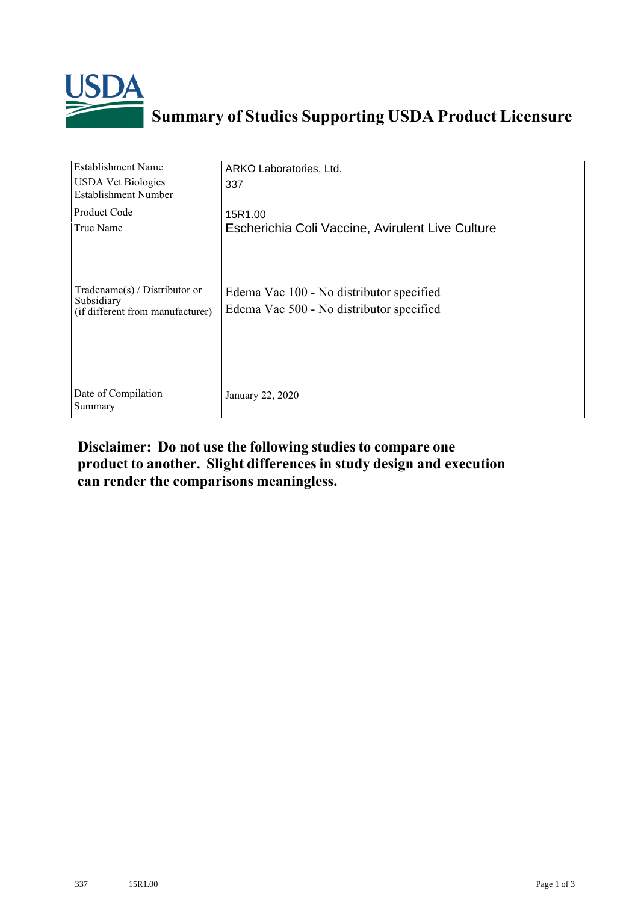# Summary of Studies Supporting USDA Product Licensure

| Establishment Name | ARKO Laboratories, Ltd. |
|---|---|
| USDA Vet Biologics Establishment Number | 337 |
| Product Code | 15R1.00 |
| True Name | Escherichia Coli Vaccine, Avirulent Live Culture |
| Tradename(s) / Distributor or Subsidiary (if different from manufacturer) | Edema Vac 100 - No distributor specified<br>Edema Vac 500 - No distributor specified |
| Date of Compilation Summary | January 22, 2020 |

**Disclaimer: Do not use the following studies to compare one product to another. Slight differences in study design and execution can render the comparisons meaningless.**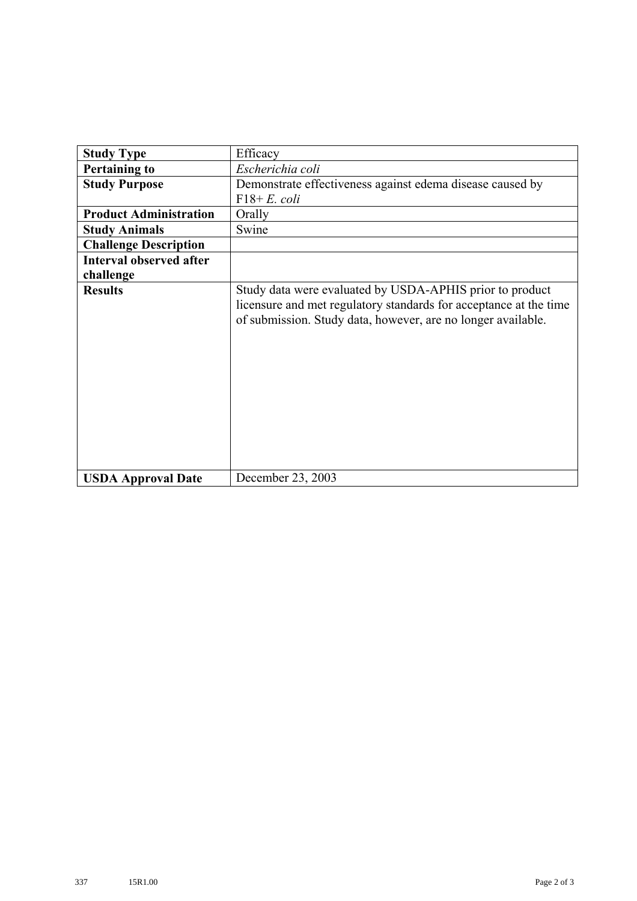| **Study Type** | Efficacy |
|---|---|
| **Pertaining to** | *Escherichia coli* |
| **Study Purpose** | Demonstrate effectiveness against edema disease caused by F18+ *E. coli* |
| **Product Administration** | Orally |
| **Study Animals** | Swine |
| **Challenge Description** | |
| **Interval observed after challenge** | |
| **Results** | Study data were evaluated by USDA-APHIS prior to product licensure and met regulatory standards for acceptance at the time of submission. Study data, however, are no longer available. |
| **USDA Approval Date** | December 23, 2003 |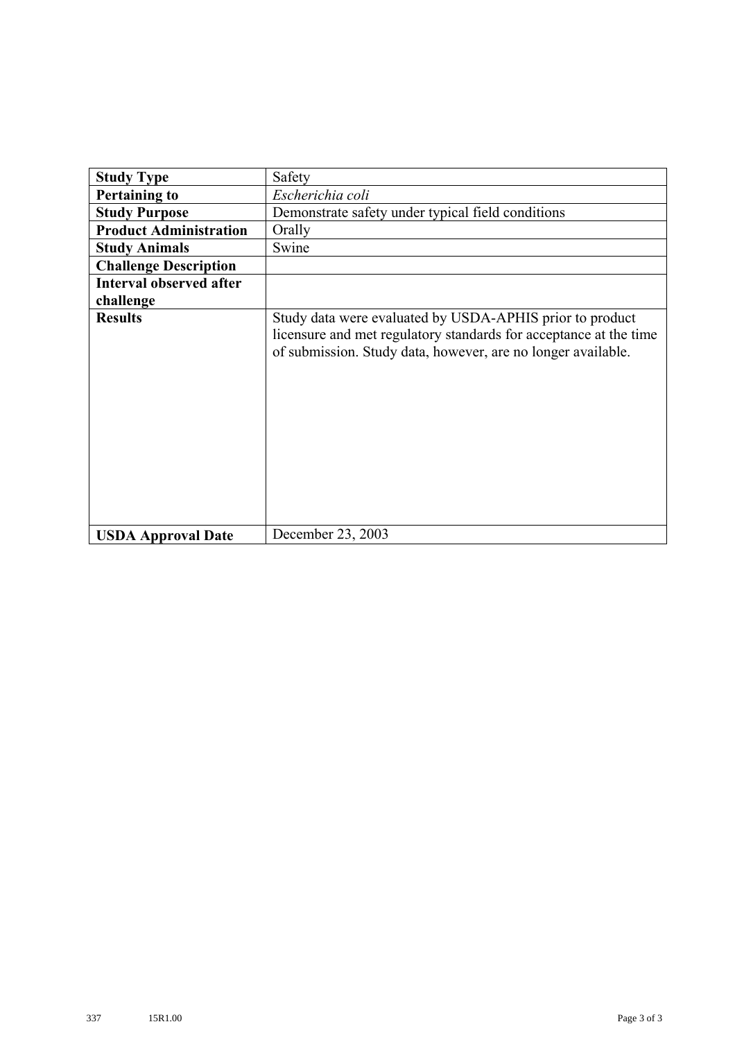| | |
|---|---|
| **Study Type** | Safety |
| **Pertaining to** | *Escherichia coli* |
| **Study Purpose** | Demonstrate safety under typical field conditions |
| **Product Administration** | Orally |
| **Study Animals** | Swine |
| **Challenge Description** | |
| **Interval observed after challenge** | |
| **Results** | Study data were evaluated by USDA-APHIS prior to product licensure and met regulatory standards for acceptance at the time of submission. Study data, however, are no longer available. |
| **USDA Approval Date** | December 23, 2003 |